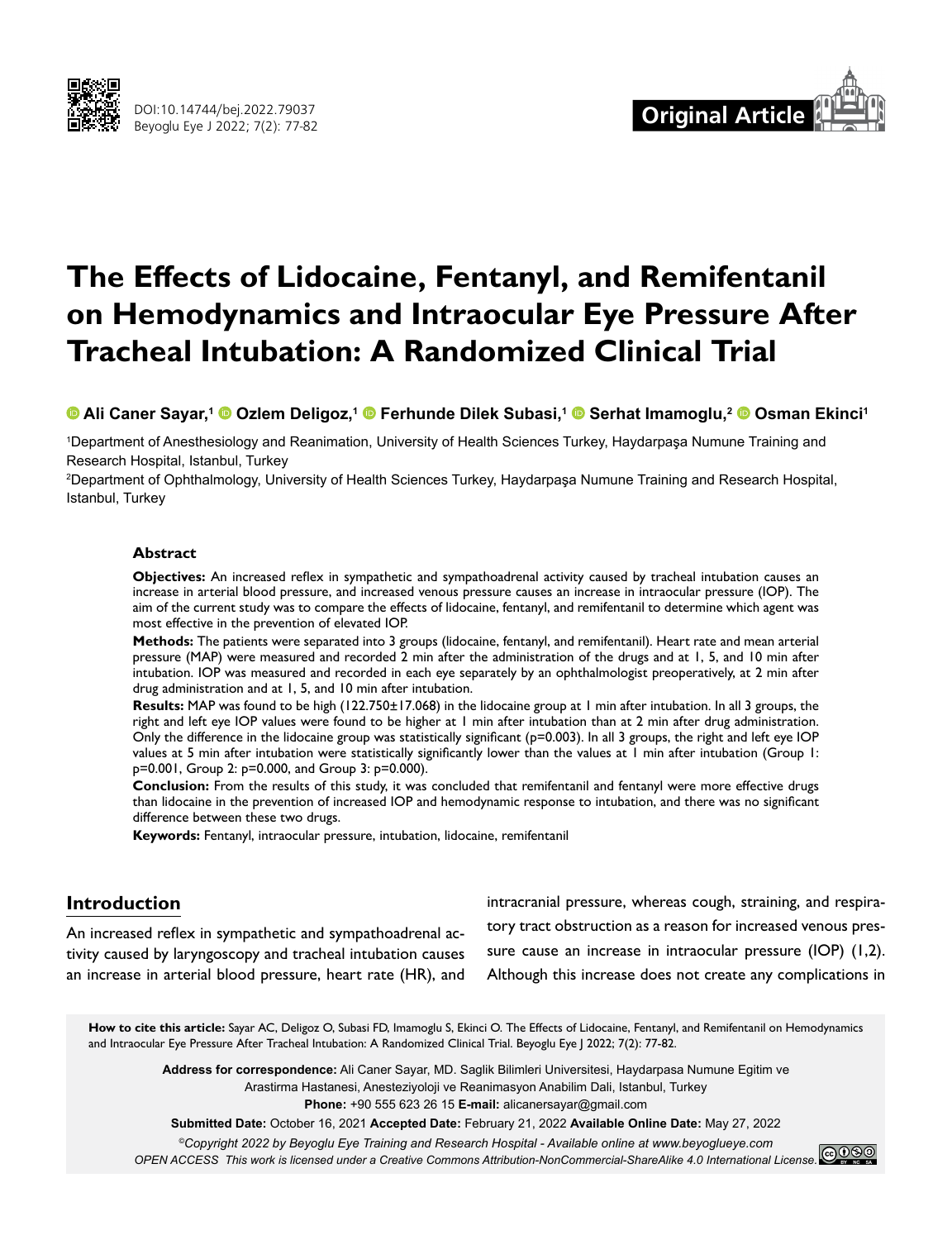# The Effects of Lidocaine, Fentanyl, and Remifentanil on Hemodynamics and Intraocular Eye Pressure After Tracheal Intubation: A Randomized Clinical Trial

**Ali Caner Sayar,[1] Ozlem Deligoz,[1] Ferhunde Dilek Subasi,[1] Serhat Imamoglu,[2] Osman Ekinci[1]**

[1]Department of Anesthesiology and Reanimation, University of Health Sciences Turkey, Haydarpaşa Numune Training and Research Hospital, Istanbul, Turkey

[2]Department of Ophthalmology, University of Health Sciences Turkey, Haydarpaşa Numune Training and Research Hospital, Istanbul, Turkey

### Abstract

**Objectives:** An increased reflex in sympathetic and sympathoadrenal activity caused by tracheal intubation causes an increase in arterial blood pressure, and increased venous pressure causes an increase in intraocular pressure (IOP). The aim of the current study was to compare the effects of lidocaine, fentanyl, and remifentanil to determine which agent was most effective in the prevention of elevated IOP.

**Methods:** The patients were separated into 3 groups (lidocaine, fentanyl, and remifentanil). Heart rate and mean arterial pressure (MAP) were measured and recorded 2 min after the administration of the drugs and at 1, 5, and 10 min after intubation. IOP was measured and recorded in each eye separately by an ophthalmologist preoperatively, at 2 min after drug administration and at 1, 5, and 10 min after intubation.

**Results:** MAP was found to be high (122.750±17.068) in the lidocaine group at 1 min after intubation. In all 3 groups, the right and left eye IOP values were found to be higher at 1 min after intubation than at 2 min after drug administration. Only the difference in the lidocaine group was statistically significant (p=0.003). In all 3 groups, the right and left eye IOP values at 5 min after intubation were statistically significantly lower than the values at 1 min after intubation (Group 1: p=0.001, Group 2: p=0.000, and Group 3: p=0.000).

**Conclusion:** From the results of this study, it was concluded that remifentanil and fentanyl were more effective drugs than lidocaine in the prevention of increased IOP and hemodynamic response to intubation, and there was no significant difference between these two drugs.

**Keywords:** Fentanyl, intraocular pressure, intubation, lidocaine, remifentanil

## Introduction

An increased reflex in sympathetic and sympathoadrenal activity caused by laryngoscopy and tracheal intubation causes an increase in arterial blood pressure, heart rate (HR), and intracranial pressure, whereas cough, straining, and respiratory tract obstruction as a reason for increased venous pressure cause an increase in intraocular pressure (IOP) (1,2). Although this increase does not create any complications in

**How to cite this article:** Sayar AC, Deligoz O, Subasi FD, Imamoglu S, Ekinci O. The Effects of Lidocaine, Fentanyl, and Remifentanil on Hemodynamics and Intraocular Eye Pressure After Tracheal Intubation: A Randomized Clinical Trial. Beyoglu Eye J 2022; 7(2): 77-82.

**Address for correspondence:** Ali Caner Sayar, MD. Saglik Bilimleri Universitesi, Haydarpasa Numune Egitim ve Arastirma Hastanesi, Anesteziyoloji ve Reanimasyon Anabilim Dali, Istanbul, Turkey
**Phone:** +90 555 623 26 15 **E-mail:** alicanersayar@gmail.com

**Submitted Date:** October 16, 2021 **Accepted Date:** February 21, 2022 **Available Online Date:** May 27, 2022

*©Copyright 2022 by Beyoglu Eye Training and Research Hospital - Available online at www.beyoglueye.com*
*OPEN ACCESS This work is licensed under a Creative Commons Attribution-NonCommercial-ShareAlike 4.0 International License.*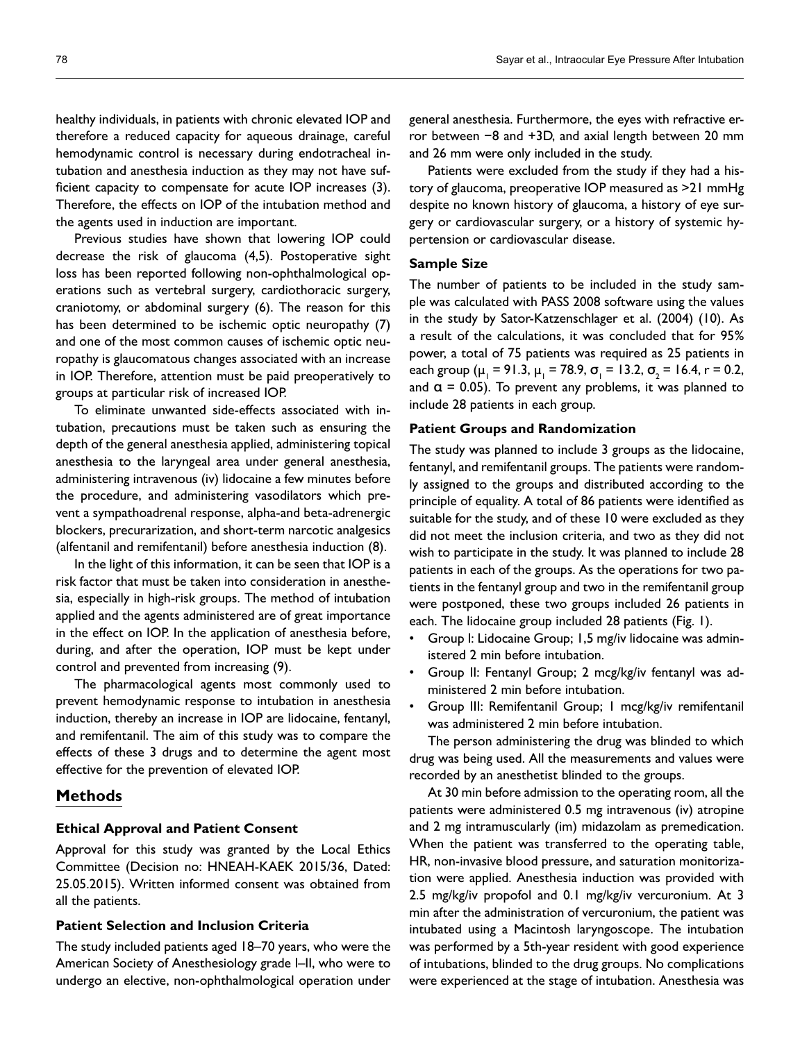healthy individuals, in patients with chronic elevated IOP and therefore a reduced capacity for aqueous drainage, careful hemodynamic control is necessary during endotracheal intubation and anesthesia induction as they may not have sufficient capacity to compensate for acute IOP increases (3). Therefore, the effects on IOP of the intubation method and the agents used in induction are important.

Previous studies have shown that lowering IOP could decrease the risk of glaucoma (4,5). Postoperative sight loss has been reported following non-ophthalmological operations such as vertebral surgery, cardiothoracic surgery, craniotomy, or abdominal surgery (6). The reason for this has been determined to be ischemic optic neuropathy (7) and one of the most common causes of ischemic optic neuropathy is glaucomatous changes associated with an increase in IOP. Therefore, attention must be paid preoperatively to groups at particular risk of increased IOP.

To eliminate unwanted side-effects associated with intubation, precautions must be taken such as ensuring the depth of the general anesthesia applied, administering topical anesthesia to the laryngeal area under general anesthesia, administering intravenous (iv) lidocaine a few minutes before the procedure, and administering vasodilators which prevent a sympathoadrenal response, alpha-and beta-adrenergic blockers, precurarization, and short-term narcotic analgesics (alfentanil and remifentanil) before anesthesia induction (8).

In the light of this information, it can be seen that IOP is a risk factor that must be taken into consideration in anesthesia, especially in high-risk groups. The method of intubation applied and the agents administered are of great importance in the effect on IOP. In the application of anesthesia before, during, and after the operation, IOP must be kept under control and prevented from increasing (9).

The pharmacological agents most commonly used to prevent hemodynamic response to intubation in anesthesia induction, thereby an increase in IOP are lidocaine, fentanyl, and remifentanil. The aim of this study was to compare the effects of these 3 drugs and to determine the agent most effective for the prevention of elevated IOP.

## Methods

### Ethical Approval and Patient Consent

Approval for this study was granted by the Local Ethics Committee (Decision no: HNEAH-KAEK 2015/36, Dated: 25.05.2015). Written informed consent was obtained from all the patients.

### Patient Selection and Inclusion Criteria

The study included patients aged 18–70 years, who were the American Society of Anesthesiology grade I–II, who were to undergo an elective, non-ophthalmological operation under general anesthesia. Furthermore, the eyes with refractive error between −8 and +3D, and axial length between 20 mm and 26 mm were only included in the study.

Patients were excluded from the study if they had a history of glaucoma, preoperative IOP measured as >21 mmHg despite no known history of glaucoma, a history of eye surgery or cardiovascular surgery, or a history of systemic hypertension or cardiovascular disease.

### Sample Size

The number of patients to be included in the study sample was calculated with PASS 2008 software using the values in the study by Sator-Katzenschlager et al. (2004) (10). As a result of the calculations, it was concluded that for 95% power, a total of 75 patients was required as 25 patients in each group ($\mu_1 = 91.3$, $\mu_1 = 78.9$, $\sigma_1 = 13.2$, $\sigma_2 = 16.4$, $r = 0.2$, and $\alpha = 0.05$). To prevent any problems, it was planned to include 28 patients in each group.

### Patient Groups and Randomization

The study was planned to include 3 groups as the lidocaine, fentanyl, and remifentanil groups. The patients were randomly assigned to the groups and distributed according to the principle of equality. A total of 86 patients were identified as suitable for the study, and of these 10 were excluded as they did not meet the inclusion criteria, and two as they did not wish to participate in the study. It was planned to include 28 patients in each of the groups. As the operations for two patients in the fentanyl group and two in the remifentanil group were postponed, these two groups included 26 patients in each. The lidocaine group included 28 patients (Fig. 1).

- Group I: Lidocaine Group; 1,5 mg/iv lidocaine was administered 2 min before intubation.
- Group II: Fentanyl Group; 2 mcg/kg/iv fentanyl was administered 2 min before intubation.
- Group III: Remifentanil Group; 1 mcg/kg/iv remifentanil was administered 2 min before intubation.

The person administering the drug was blinded to which drug was being used. All the measurements and values were recorded by an anesthetist blinded to the groups.

At 30 min before admission to the operating room, all the patients were administered 0.5 mg intravenous (iv) atropine and 2 mg intramuscularly (im) midazolam as premedication. When the patient was transferred to the operating table, HR, non-invasive blood pressure, and saturation monitorization were applied. Anesthesia induction was provided with 2.5 mg/kg/iv propofol and 0.1 mg/kg/iv vercuronium. At 3 min after the administration of vercuronium, the patient was intubated using a Macintosh laryngoscope. The intubation was performed by a 5th-year resident with good experience of intubations, blinded to the drug groups. No complications were experienced at the stage of intubation. Anesthesia was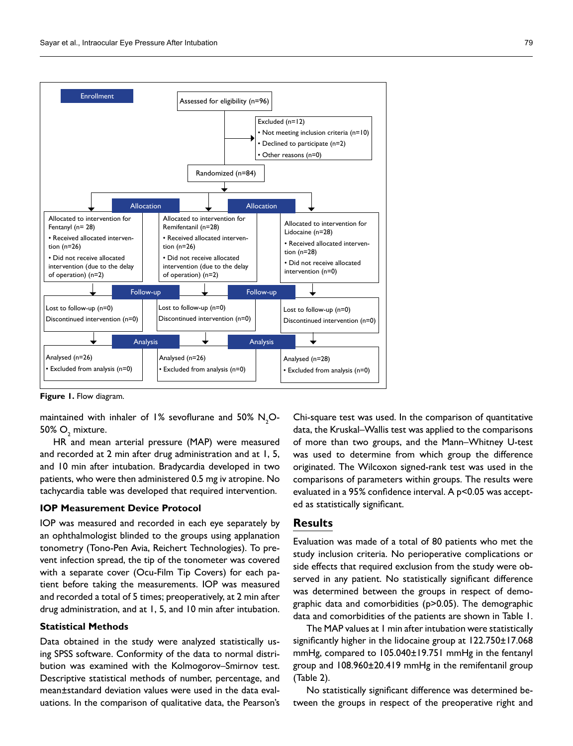Enrollment

Assessed for eligibility (n=96)

Excluded (n=12)
- Not meeting inclusion criteria (n=10)
- Declined to participate (n=2)
- Other reasons (n=0)

Randomized (n=84)

| Allocation | | |
|---|---|---|
| Allocated to intervention for Fentanyl (n= 28) • Received allocated intervention (n=26) • Did not receive allocated intervention (due to the delay of operation) (n=2) | Allocated to intervention for Remifentanil (n=28) • Received allocated intervention (n=26) • Did not receive allocated intervention (due to the delay of operation) (n=2) | Allocated to intervention for Lidocaine (n=28) • Received allocated intervention (n=28) • Did not receive allocated intervention (n=0) |
| **Follow-up** | | |
| Lost to follow-up (n=0) Discontinued intervention (n=0) | Lost to follow-up (n=0) Discontinued intervention (n=0) | Lost to follow-up (n=0) Discontinued intervention (n=0) |
| **Analysis** | | |
| Analysed (n=26) • Excluded from analysis (n=0) | Analysed (n=26) • Excluded from analysis (n=0) | Analysed (n=28) • Excluded from analysis (n=0) |

**Figure 1.** Flow diagram.

maintained with inhaler of 1% sevoflurane and 50% $N_2O$-50% $O_2$ mixture.

HR and mean arterial pressure (MAP) were measured and recorded at 2 min after drug administration and at 1, 5, and 10 min after intubation. Bradycardia developed in two patients, who were then administered 0.5 mg iv atropine. No tachycardia table was developed that required intervention.

### IOP Measurement Device Protocol

IOP was measured and recorded in each eye separately by an ophthalmologist blinded to the groups using applanation tonometry (Tono-Pen Avia, Reichert Technologies). To prevent infection spread, the tip of the tonometer was covered with a separate cover (Ocu-Film Tip Covers) for each patient before taking the measurements. IOP was measured and recorded a total of 5 times; preoperatively, at 2 min after drug administration, and at 1, 5, and 10 min after intubation.

### Statistical Methods

Data obtained in the study were analyzed statistically using SPSS software. Conformity of the data to normal distribution was examined with the Kolmogorov–Smirnov test. Descriptive statistical methods of number, percentage, and mean±standard deviation values were used in the data evaluations. In the comparison of qualitative data, the Pearson's Chi-square test was used. In the comparison of quantitative data, the Kruskal–Wallis test was applied to the comparisons of more than two groups, and the Mann–Whitney U-test was used to determine from which group the difference originated. The Wilcoxon signed-rank test was used in the comparisons of parameters within groups. The results were evaluated in a 95% confidence interval. A $p<0.05$ was accepted as statistically significant.

## Results

Evaluation was made of a total of 80 patients who met the study inclusion criteria. No perioperative complications or side effects that required exclusion from the study were observed in any patient. No statistically significant difference was determined between the groups in respect of demographic data and comorbidities ($p>0.05$). The demographic data and comorbidities of the patients are shown in Table 1.

The MAP values at 1 min after intubation were statistically significantly higher in the lidocaine group at 122.750±17.068 mmHg, compared to 105.040±19.751 mmHg in the fentanyl group and 108.960±20.419 mmHg in the remifentanil group (Table 2).

No statistically significant difference was determined between the groups in respect of the preoperative right and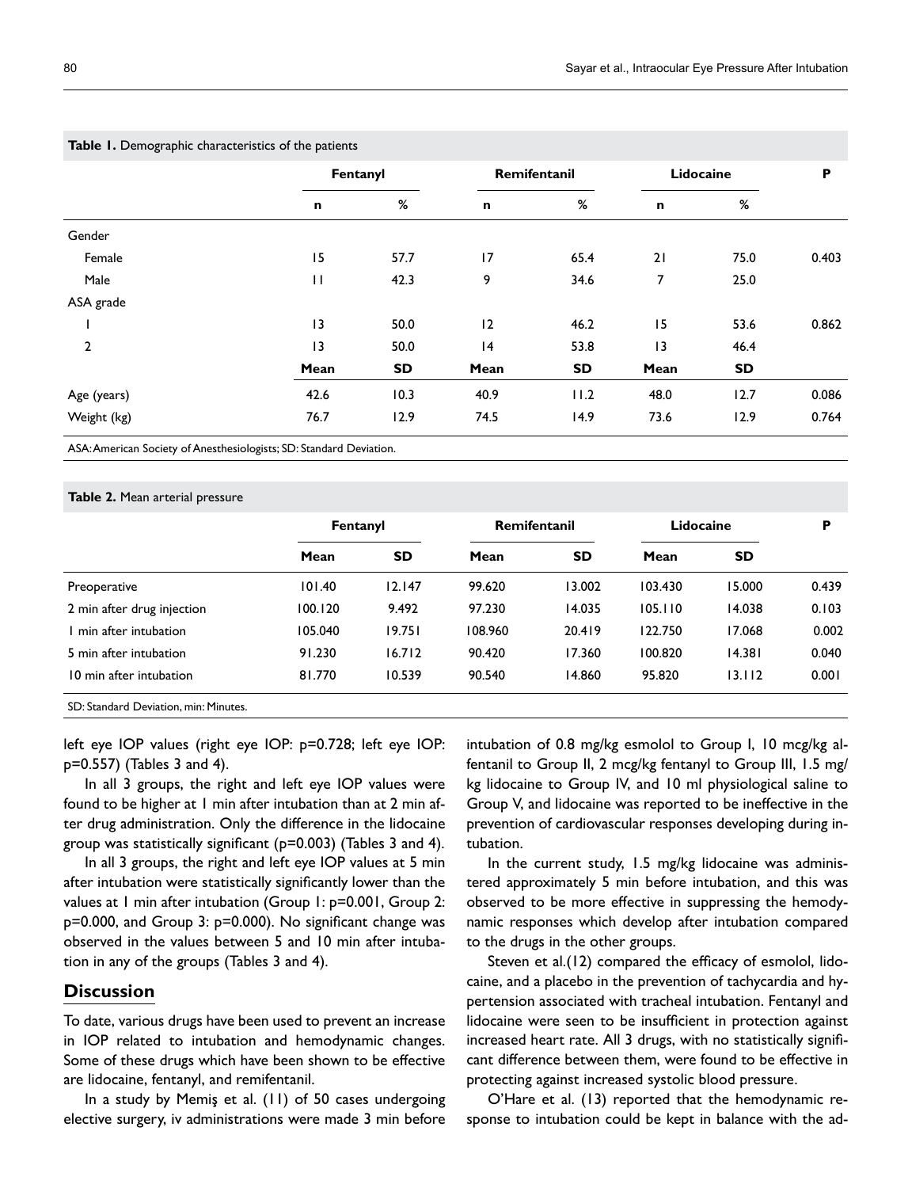**Table 1.** Demographic characteristics of the patients

| | Fentanyl | | Remifentanil | | Lidocaine | | P |
|---|---|---|---|---|---|---|---|
| | n | % | n | % | n | % | |
| Gender | | | | | | | |
| Female | 15 | 57.7 | 17 | 65.4 | 21 | 75.0 | 0.403 |
| Male | 11 | 42.3 | 9 | 34.6 | 7 | 25.0 | |
| ASA grade | | | | | | | |
| 1 | 13 | 50.0 | 12 | 46.2 | 15 | 53.6 | 0.862 |
| 2 | 13 | 50.0 | 14 | 53.8 | 13 | 46.4 | |
| | Mean | SD | Mean | SD | Mean | SD | |
| Age (years) | 42.6 | 10.3 | 40.9 | 11.2 | 48.0 | 12.7 | 0.086 |
| Weight (kg) | 76.7 | 12.9 | 74.5 | 14.9 | 73.6 | 12.9 | 0.764 |

ASA: American Society of Anesthesiologists; SD: Standard Deviation.

**Table 2.** Mean arterial pressure

| | Fentanyl | | Remifentanil | | Lidocaine | | P |
|---|---|---|---|---|---|---|---|
| | Mean | SD | Mean | SD | Mean | SD | |
| Preoperative | 101.40 | 12.147 | 99.620 | 13.002 | 103.430 | 15.000 | 0.439 |
| 2 min after drug injection | 100.120 | 9.492 | 97.230 | 14.035 | 105.110 | 14.038 | 0.103 |
| 1 min after intubation | 105.040 | 19.751 | 108.960 | 20.419 | 122.750 | 17.068 | 0.002 |
| 5 min after intubation | 91.230 | 16.712 | 90.420 | 17.360 | 100.820 | 14.381 | 0.040 |
| 10 min after intubation | 81.770 | 10.539 | 90.540 | 14.860 | 95.820 | 13.112 | 0.001 |

SD: Standard Deviation, min: Minutes.

left eye IOP values (right eye IOP: p=0.728; left eye IOP: p=0.557) (Tables 3 and 4).

In all 3 groups, the right and left eye IOP values were found to be higher at 1 min after intubation than at 2 min after drug administration. Only the difference in the lidocaine group was statistically significant (p=0.003) (Tables 3 and 4).

In all 3 groups, the right and left eye IOP values at 5 min after intubation were statistically significantly lower than the values at 1 min after intubation (Group 1: p=0.001, Group 2: p=0.000, and Group 3: p=0.000). No significant change was observed in the values between 5 and 10 min after intubation in any of the groups (Tables 3 and 4).

## Discussion

To date, various drugs have been used to prevent an increase in IOP related to intubation and hemodynamic changes. Some of these drugs which have been shown to be effective are lidocaine, fentanyl, and remifentanil.

In a study by Memiş et al. (11) of 50 cases undergoing elective surgery, iv administrations were made 3 min before intubation of 0.8 mg/kg esmolol to Group I, 10 mcg/kg alfentanil to Group II, 2 mcg/kg fentanyl to Group III, 1.5 mg/kg lidocaine to Group IV, and 10 ml physiological saline to Group V, and lidocaine was reported to be ineffective in the prevention of cardiovascular responses developing during intubation.

In the current study, 1.5 mg/kg lidocaine was administered approximately 5 min before intubation, and this was observed to be more effective in suppressing the hemodynamic responses which develop after intubation compared to the drugs in the other groups.

Steven et al.(12) compared the efficacy of esmolol, lidocaine, and a placebo in the prevention of tachycardia and hypertension associated with tracheal intubation. Fentanyl and lidocaine were seen to be insufficient in protection against increased heart rate. All 3 drugs, with no statistically significant difference between them, were found to be effective in protecting against increased systolic blood pressure.

O'Hare et al. (13) reported that the hemodynamic response to intubation could be kept in balance with the ad-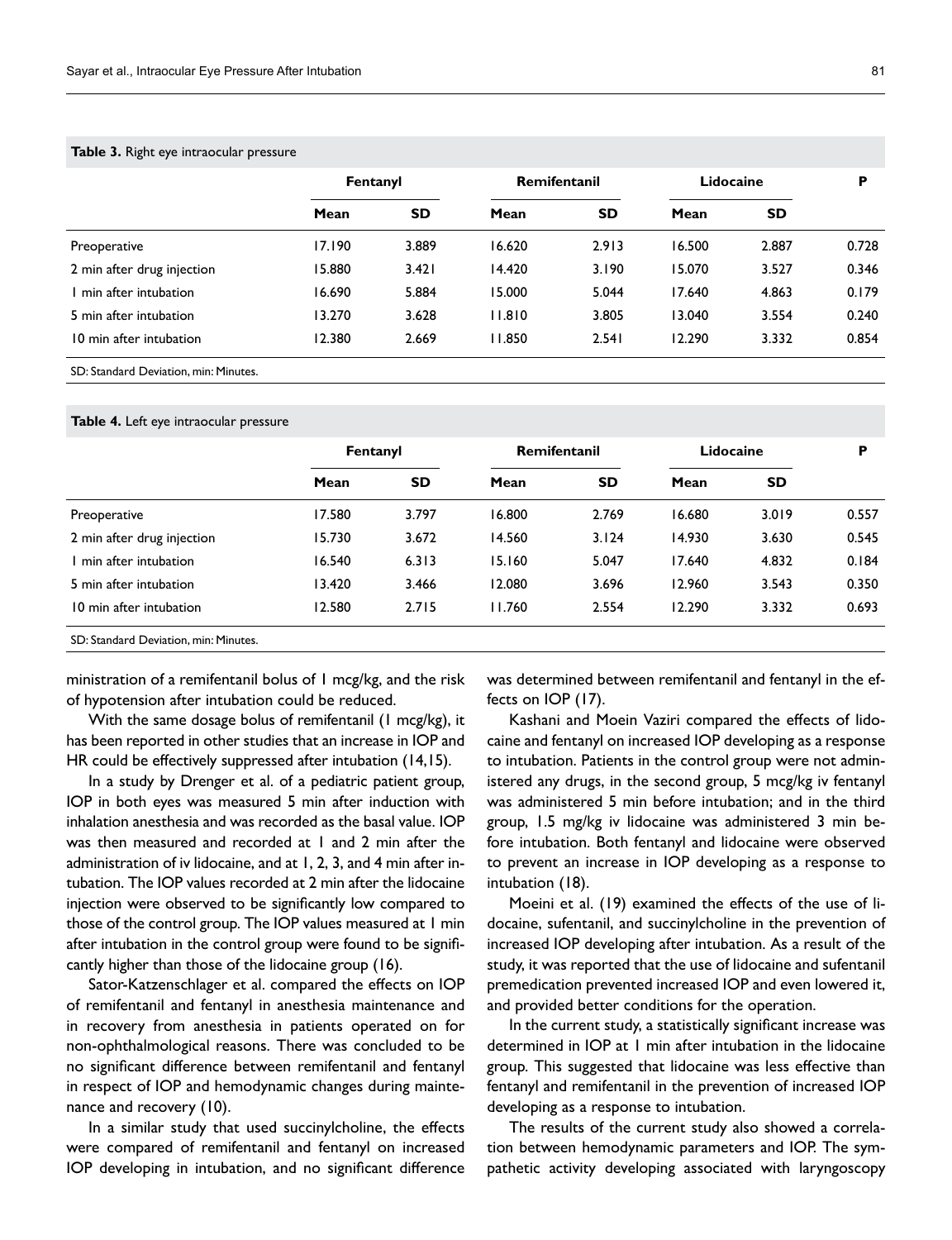**Table 3.** Right eye intraocular pressure

| | Fentanyl | | Remifentanil | | Lidocaine | | P |
|---|---|---|---|---|---|---|---|
| | Mean | SD | Mean | SD | Mean | SD | |
| Preoperative | 17.190 | 3.889 | 16.620 | 2.913 | 16.500 | 2.887 | 0.728 |
| 2 min after drug injection | 15.880 | 3.421 | 14.420 | 3.190 | 15.070 | 3.527 | 0.346 |
| 1 min after intubation | 16.690 | 5.884 | 15.000 | 5.044 | 17.640 | 4.863 | 0.179 |
| 5 min after intubation | 13.270 | 3.628 | 11.810 | 3.805 | 13.040 | 3.554 | 0.240 |
| 10 min after intubation | 12.380 | 2.669 | 11.850 | 2.541 | 12.290 | 3.332 | 0.854 |

SD: Standard Deviation, min: Minutes.

**Table 4.** Left eye intraocular pressure

| | Fentanyl | | Remifentanil | | Lidocaine | | P |
|---|---|---|---|---|---|---|---|
| | Mean | SD | Mean | SD | Mean | SD | |
| Preoperative | 17.580 | 3.797 | 16.800 | 2.769 | 16.680 | 3.019 | 0.557 |
| 2 min after drug injection | 15.730 | 3.672 | 14.560 | 3.124 | 14.930 | 3.630 | 0.545 |
| 1 min after intubation | 16.540 | 6.313 | 15.160 | 5.047 | 17.640 | 4.832 | 0.184 |
| 5 min after intubation | 13.420 | 3.466 | 12.080 | 3.696 | 12.960 | 3.543 | 0.350 |
| 10 min after intubation | 12.580 | 2.715 | 11.760 | 2.554 | 12.290 | 3.332 | 0.693 |

SD: Standard Deviation, min: Minutes.

ministration of a remifentanil bolus of 1 mcg/kg, and the risk of hypotension after intubation could be reduced.

With the same dosage bolus of remifentanil (1 mcg/kg), it has been reported in other studies that an increase in IOP and HR could be effectively suppressed after intubation (14,15).

In a study by Drenger et al. of a pediatric patient group, IOP in both eyes was measured 5 min after induction with inhalation anesthesia and was recorded as the basal value. IOP was then measured and recorded at 1 and 2 min after the administration of iv lidocaine, and at 1, 2, 3, and 4 min after intubation. The IOP values recorded at 2 min after the lidocaine injection were observed to be significantly low compared to those of the control group. The IOP values measured at 1 min after intubation in the control group were found to be significantly higher than those of the lidocaine group (16).

Sator-Katzenschlager et al. compared the effects on IOP of remifentanil and fentanyl in anesthesia maintenance and in recovery from anesthesia in patients operated on for non-ophthalmological reasons. There was concluded to be no significant difference between remifentanil and fentanyl in respect of IOP and hemodynamic changes during maintenance and recovery (10).

In a similar study that used succinylcholine, the effects were compared of remifentanil and fentanyl on increased IOP developing in intubation, and no significant difference was determined between remifentanil and fentanyl in the effects on IOP (17).

Kashani and Moein Vaziri compared the effects of lidocaine and fentanyl on increased IOP developing as a response to intubation. Patients in the control group were not administered any drugs, in the second group, 5 mcg/kg iv fentanyl was administered 5 min before intubation; and in the third group, 1.5 mg/kg iv lidocaine was administered 3 min before intubation. Both fentanyl and lidocaine were observed to prevent an increase in IOP developing as a response to intubation (18).

Moeini et al. (19) examined the effects of the use of lidocaine, sufentanil, and succinylcholine in the prevention of increased IOP developing after intubation. As a result of the study, it was reported that the use of lidocaine and sufentanil premedication prevented increased IOP and even lowered it, and provided better conditions for the operation.

In the current study, a statistically significant increase was determined in IOP at 1 min after intubation in the lidocaine group. This suggested that lidocaine was less effective than fentanyl and remifentanil in the prevention of increased IOP developing as a response to intubation.

The results of the current study also showed a correlation between hemodynamic parameters and IOP. The sympathetic activity developing associated with laryngoscopy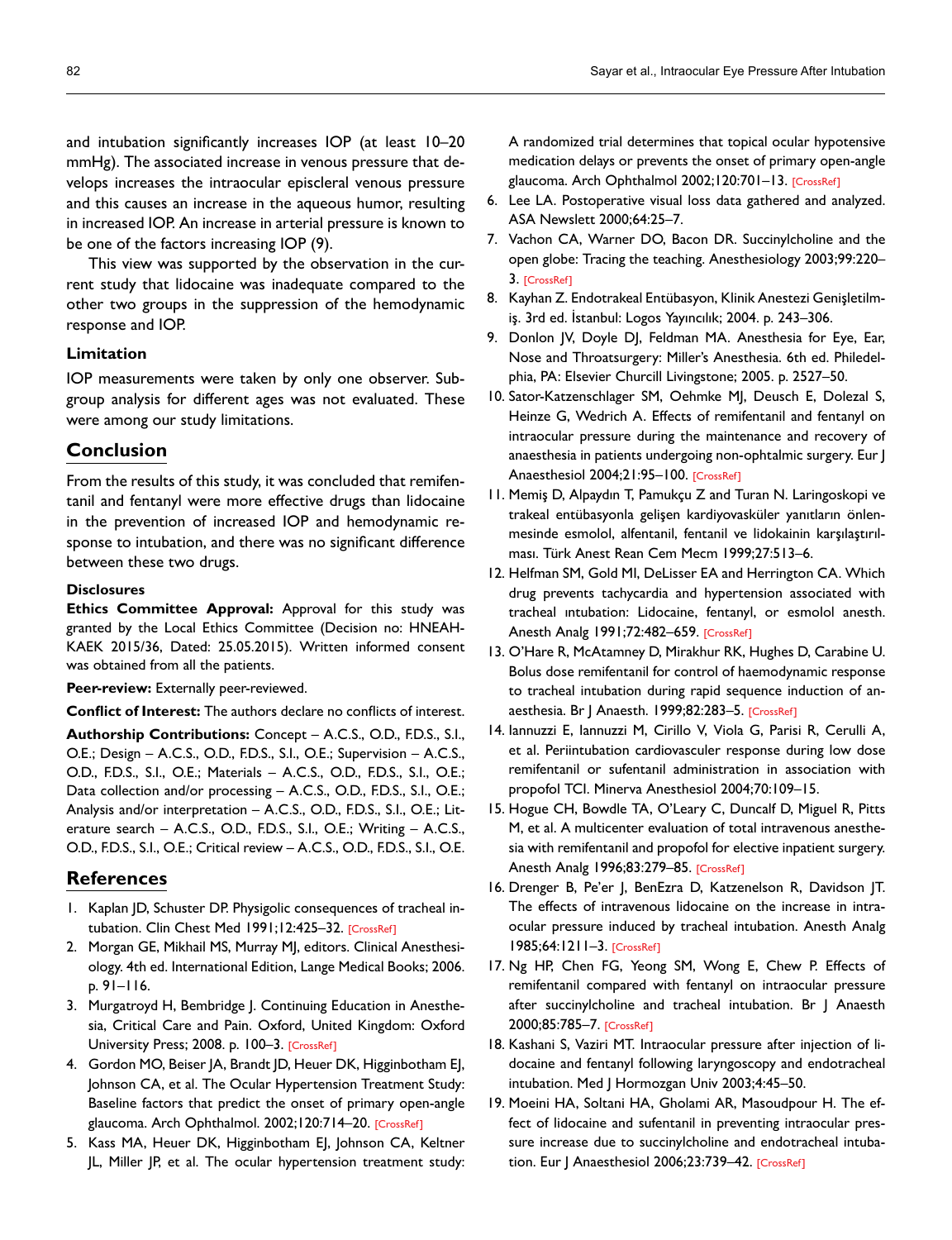and intubation significantly increases IOP (at least 10–20 mmHg). The associated increase in venous pressure that develops increases the intraocular episcleral venous pressure and this causes an increase in the aqueous humor, resulting in increased IOP. An increase in arterial pressure is known to be one of the factors increasing IOP (9).

This view was supported by the observation in the current study that lidocaine was inadequate compared to the other two groups in the suppression of the hemodynamic response and IOP.

### Limitation

IOP measurements were taken by only one observer. Subgroup analysis for different ages was not evaluated. These were among our study limitations.

## Conclusion

From the results of this study, it was concluded that remifentanil and fentanyl were more effective drugs than lidocaine in the prevention of increased IOP and hemodynamic response to intubation, and there was no significant difference between these two drugs.

### Disclosures

**Ethics Committee Approval:** Approval for this study was granted by the Local Ethics Committee (Decision no: HNEAH-KAEK 2015/36, Dated: 25.05.2015). Written informed consent was obtained from all the patients.

**Peer-review:** Externally peer-reviewed.

**Conflict of Interest:** The authors declare no conflicts of interest.

**Authorship Contributions:** Concept – A.C.S., O.D., F.D.S., S.I., O.E.; Design – A.C.S., O.D., F.D.S., S.I., O.E.; Supervision – A.C.S., O.D., F.D.S., S.I., O.E.; Materials – A.C.S., O.D., F.D.S., S.I., O.E.; Data collection and/or processing – A.C.S., O.D., F.D.S., S.I., O.E.; Analysis and/or interpretation – A.C.S., O.D., F.D.S., S.I., O.E.; Literature search – A.C.S., O.D., F.D.S., S.I., O.E.; Writing – A.C.S., O.D., F.D.S., S.I., O.E.; Critical review – A.C.S., O.D., F.D.S., S.I., O.E.

## References

1. Kaplan JD, Schuster DP. Physigolic consequences of tracheal intubation. Clin Chest Med 1991;12:425–32. [CrossRef]
2. Morgan GE, Mikhail MS, Murray MJ, editors. Clinical Anesthesiology. 4th ed. International Edition, Lange Medical Books; 2006. p. 91–116.
3. Murgatroyd H, Bembridge J. Continuing Education in Anesthesia, Critical Care and Pain. Oxford, United Kingdom: Oxford University Press; 2008. p. 100–3. [CrossRef]
4. Gordon MO, Beiser JA, Brandt JD, Heuer DK, Higginbotham EJ, Johnson CA, et al. The Ocular Hypertension Treatment Study: Baseline factors that predict the onset of primary open-angle glaucoma. Arch Ophthalmol. 2002;120:714–20. [CrossRef]
5. Kass MA, Heuer DK, Higginbotham EJ, Johnson CA, Keltner JL, Miller JP, et al. The ocular hypertension treatment study: A randomized trial determines that topical ocular hypotensive medication delays or prevents the onset of primary open-angle glaucoma. Arch Ophthalmol 2002;120:701–13. [CrossRef]
6. Lee LA. Postoperative visual loss data gathered and analyzed. ASA Newslett 2000;64:25–7.
7. Vachon CA, Warner DO, Bacon DR. Succinylcholine and the open globe: Tracing the teaching. Anesthesiology 2003;99:220–3. [CrossRef]
8. Kayhan Z. Endotrakeal Entübasyon, Klinik Anestezi Genişletilmiş. 3rd ed. İstanbul: Logos Yayıncılık; 2004. p. 243–306.
9. Donlon JV, Doyle DJ, Feldman MA. Anesthesia for Eye, Ear, Nose and Throatsurgery: Miller's Anesthesia. 6th ed. Philedelphia, PA: Elsevier Churcill Livingstone; 2005. p. 2527–50.
10. Sator-Katzenschlager SM, Oehmke MJ, Deusch E, Dolezal S, Heinze G, Wedrich A. Effects of remifentanil and fentanyl on intraocular pressure during the maintenance and recovery of anaesthesia in patients undergoing non-ophtalmic surgery. Eur J Anaesthesiol 2004;21:95–100. [CrossRef]
11. Memiş D, Alpaydın T, Pamukçu Z and Turan N. Laringoskopi ve trakeal entübasyonla gelişen kardiyovasküler yanıtların önlenmesinde esmolol, alfentanil, fentanil ve lidokainin karşılaştırılması. Türk Anest Rean Cem Mecm 1999;27:513–6.
12. Helfman SM, Gold MI, DeLisser EA and Herrington CA. Which drug prevents tachycardia and hypertension associated with tracheal ıntubation: Lidocaine, fentanyl, or esmolol anesth. Anesth Analg 1991;72:482–659. [CrossRef]
13. O'Hare R, McAtamney D, Mirakhur RK, Hughes D, Carabine U. Bolus dose remifentanil for control of haemodynamic response to tracheal intubation during rapid sequence induction of anaesthesia. Br J Anaesth. 1999;82:283–5. [CrossRef]
14. Iannuzzi E, Iannuzzi M, Cirillo V, Viola G, Parisi R, Cerulli A, et al. Periintubation cardiovasculer response during low dose remifentanil or sufentanil administration in association with propofol TCI. Minerva Anesthesiol 2004;70:109–15.
15. Hogue CH, Bowdle TA, O'Leary C, Duncalf D, Miguel R, Pitts M, et al. A multicenter evaluation of total intravenous anesthesia with remifentanil and propofol for elective inpatient surgery. Anesth Analg 1996;83:279–85. [CrossRef]
16. Drenger B, Pe'er J, BenEzra D, Katzenelson R, Davidson JT. The effects of intravenous lidocaine on the increase in intraocular pressure induced by tracheal intubation. Anesth Analg 1985;64:1211–3. [CrossRef]
17. Ng HP, Chen FG, Yeong SM, Wong E, Chew P. Effects of remifentanil compared with fentanyl on intraocular pressure after succinylcholine and tracheal intubation. Br J Anaesth 2000;85:785–7. [CrossRef]
18. Kashani S, Vaziri MT. Intraocular pressure after injection of lidocaine and fentanyl following laryngoscopy and endotracheal intubation. Med J Hormozgan Univ 2003;4:45–50.
19. Moeini HA, Soltani HA, Gholami AR, Masoudpour H. The effect of lidocaine and sufentanil in preventing intraocular pressure increase due to succinylcholine and endotracheal intubation. Eur J Anaesthesiol 2006;23:739–42. [CrossRef]